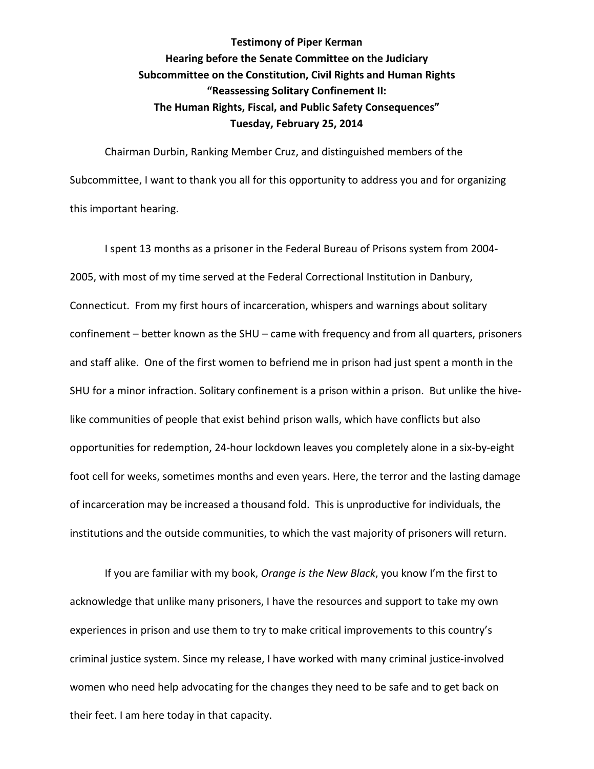**Testimony of Piper Kerman**
**Hearing before the Senate Committee on the Judiciary**
**Subcommittee on the Constitution, Civil Rights and Human Rights**
**"Reassessing Solitary Confinement II:**
**The Human Rights, Fiscal, and Public Safety Consequences"**
**Tuesday, February 25, 2014**

Chairman Durbin, Ranking Member Cruz, and distinguished members of the Subcommittee, I want to thank you all for this opportunity to address you and for organizing this important hearing.

I spent 13 months as a prisoner in the Federal Bureau of Prisons system from 2004-2005, with most of my time served at the Federal Correctional Institution in Danbury, Connecticut. From my first hours of incarceration, whispers and warnings about solitary confinement – better known as the SHU – came with frequency and from all quarters, prisoners and staff alike. One of the first women to befriend me in prison had just spent a month in the SHU for a minor infraction. Solitary confinement is a prison within a prison. But unlike the hive-like communities of people that exist behind prison walls, which have conflicts but also opportunities for redemption, 24-hour lockdown leaves you completely alone in a six-by-eight foot cell for weeks, sometimes months and even years. Here, the terror and the lasting damage of incarceration may be increased a thousand fold. This is unproductive for individuals, the institutions and the outside communities, to which the vast majority of prisoners will return.

If you are familiar with my book, *Orange is the New Black*, you know I'm the first to acknowledge that unlike many prisoners, I have the resources and support to take my own experiences in prison and use them to try to make critical improvements to this country's criminal justice system. Since my release, I have worked with many criminal justice-involved women who need help advocating for the changes they need to be safe and to get back on their feet. I am here today in that capacity.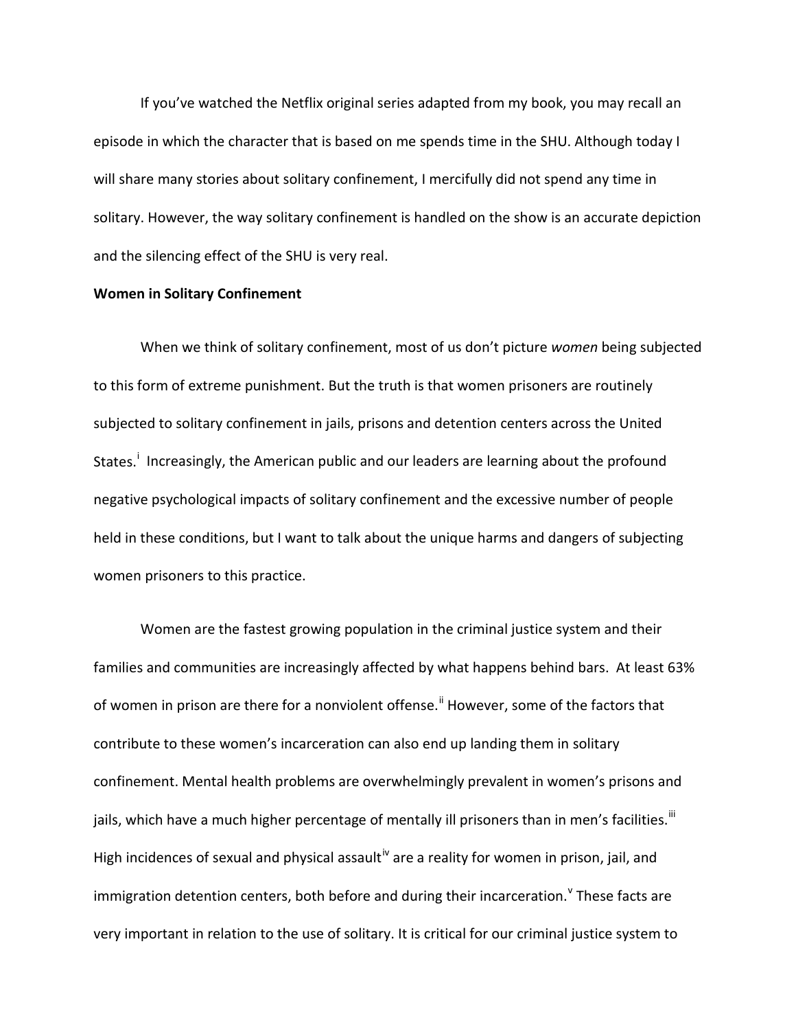If you've watched the Netflix original series adapted from my book, you may recall an episode in which the character that is based on me spends time in the SHU. Although today I will share many stories about solitary confinement, I mercifully did not spend any time in solitary. However, the way solitary confinement is handled on the show is an accurate depiction and the silencing effect of the SHU is very real.

**Women in Solitary Confinement**

When we think of solitary confinement, most of us don't picture *women* being subjected to this form of extreme punishment. But the truth is that women prisoners are routinely subjected to solitary confinement in jails, prisons and detention centers across the United States.[i] Increasingly, the American public and our leaders are learning about the profound negative psychological impacts of solitary confinement and the excessive number of people held in these conditions, but I want to talk about the unique harms and dangers of subjecting women prisoners to this practice.

Women are the fastest growing population in the criminal justice system and their families and communities are increasingly affected by what happens behind bars. At least 63% of women in prison are there for a nonviolent offense.[ii] However, some of the factors that contribute to these women's incarceration can also end up landing them in solitary confinement. Mental health problems are overwhelmingly prevalent in women's prisons and jails, which have a much higher percentage of mentally ill prisoners than in men's facilities.[iii] High incidences of sexual and physical assault[iv] are a reality for women in prison, jail, and immigration detention centers, both before and during their incarceration.[v] These facts are very important in relation to the use of solitary. It is critical for our criminal justice system to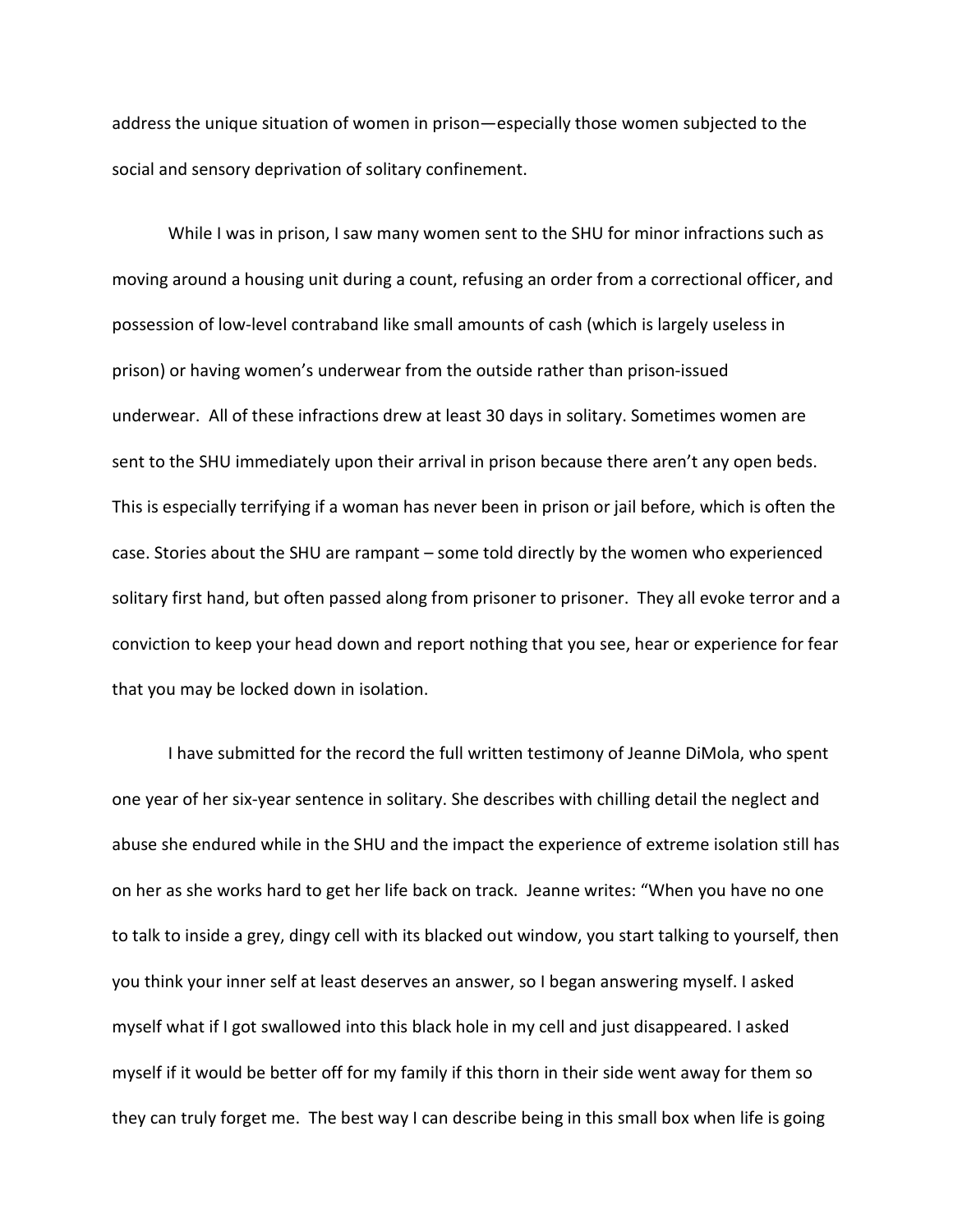address the unique situation of women in prison—especially those women subjected to the social and sensory deprivation of solitary confinement.

While I was in prison, I saw many women sent to the SHU for minor infractions such as moving around a housing unit during a count, refusing an order from a correctional officer, and possession of low-level contraband like small amounts of cash (which is largely useless in prison) or having women's underwear from the outside rather than prison-issued underwear. All of these infractions drew at least 30 days in solitary. Sometimes women are sent to the SHU immediately upon their arrival in prison because there aren't any open beds. This is especially terrifying if a woman has never been in prison or jail before, which is often the case. Stories about the SHU are rampant – some told directly by the women who experienced solitary first hand, but often passed along from prisoner to prisoner. They all evoke terror and a conviction to keep your head down and report nothing that you see, hear or experience for fear that you may be locked down in isolation.

I have submitted for the record the full written testimony of Jeanne DiMola, who spent one year of her six-year sentence in solitary. She describes with chilling detail the neglect and abuse she endured while in the SHU and the impact the experience of extreme isolation still has on her as she works hard to get her life back on track. Jeanne writes: "When you have no one to talk to inside a grey, dingy cell with its blacked out window, you start talking to yourself, then you think your inner self at least deserves an answer, so I began answering myself. I asked myself what if I got swallowed into this black hole in my cell and just disappeared. I asked myself if it would be better off for my family if this thorn in their side went away for them so they can truly forget me. The best way I can describe being in this small box when life is going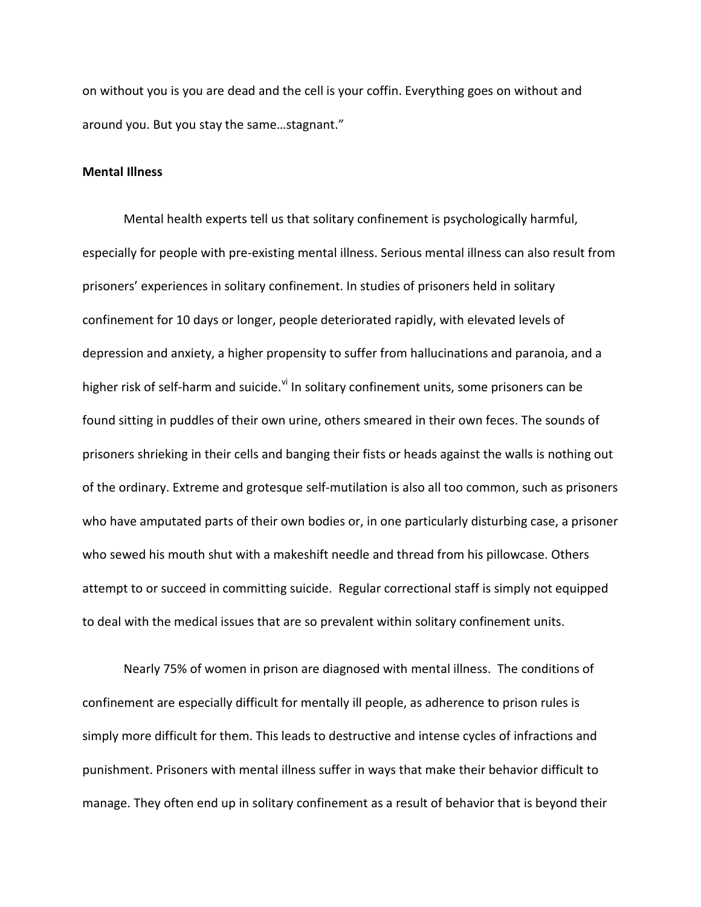on without you is you are dead and the cell is your coffin. Everything goes on without and around you. But you stay the same…stagnant."

**Mental Illness**

Mental health experts tell us that solitary confinement is psychologically harmful, especially for people with pre-existing mental illness. Serious mental illness can also result from prisoners' experiences in solitary confinement. In studies of prisoners held in solitary confinement for 10 days or longer, people deteriorated rapidly, with elevated levels of depression and anxiety, a higher propensity to suffer from hallucinations and paranoia, and a higher risk of self-harm and suicide.[vi] In solitary confinement units, some prisoners can be found sitting in puddles of their own urine, others smeared in their own feces. The sounds of prisoners shrieking in their cells and banging their fists or heads against the walls is nothing out of the ordinary. Extreme and grotesque self-mutilation is also all too common, such as prisoners who have amputated parts of their own bodies or, in one particularly disturbing case, a prisoner who sewed his mouth shut with a makeshift needle and thread from his pillowcase. Others attempt to or succeed in committing suicide. Regular correctional staff is simply not equipped to deal with the medical issues that are so prevalent within solitary confinement units.

Nearly 75% of women in prison are diagnosed with mental illness. The conditions of confinement are especially difficult for mentally ill people, as adherence to prison rules is simply more difficult for them. This leads to destructive and intense cycles of infractions and punishment. Prisoners with mental illness suffer in ways that make their behavior difficult to manage. They often end up in solitary confinement as a result of behavior that is beyond their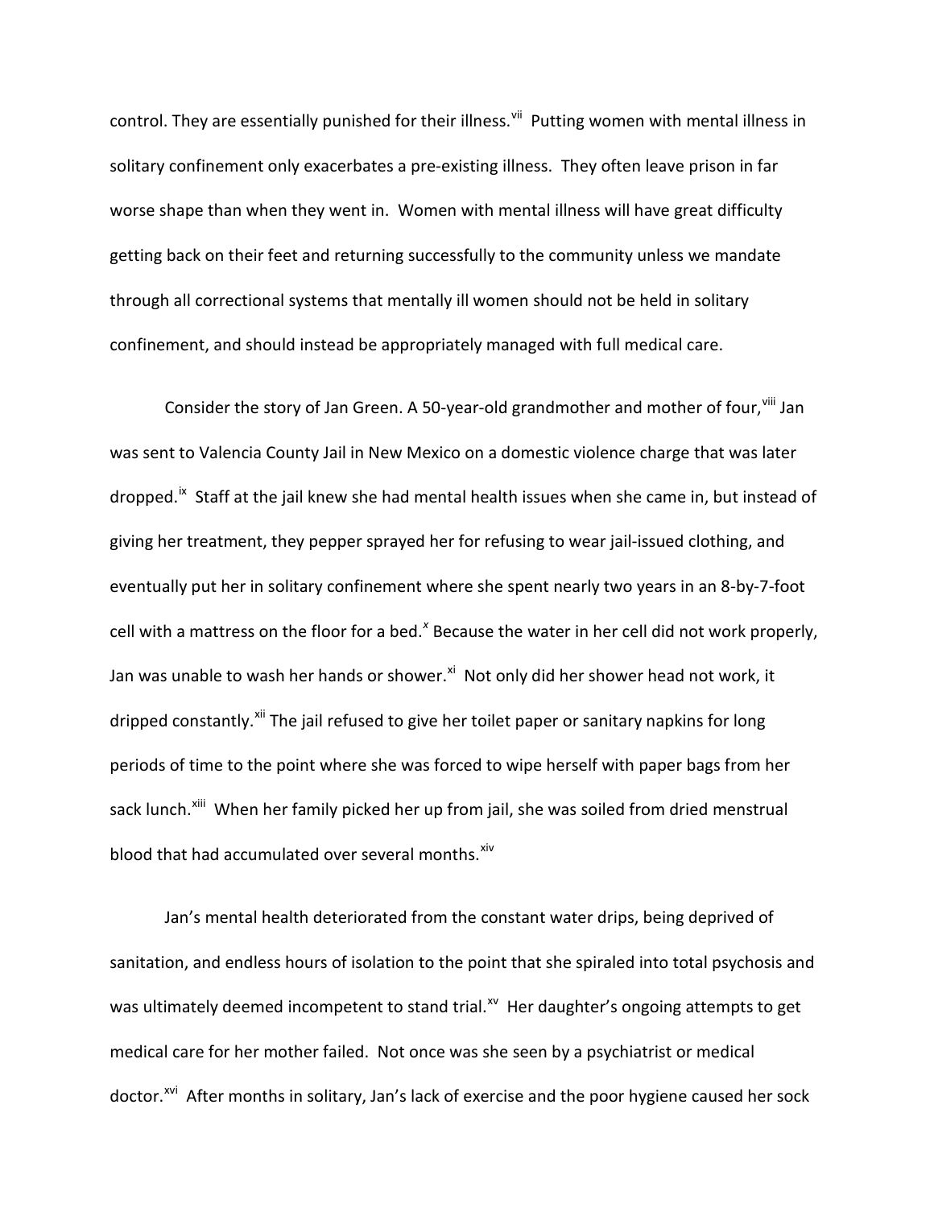control. They are essentially punished for their illness.[vii] Putting women with mental illness in solitary confinement only exacerbates a pre-existing illness. They often leave prison in far worse shape than when they went in. Women with mental illness will have great difficulty getting back on their feet and returning successfully to the community unless we mandate through all correctional systems that mentally ill women should not be held in solitary confinement, and should instead be appropriately managed with full medical care.

Consider the story of Jan Green. A 50-year-old grandmother and mother of four,[viii] Jan was sent to Valencia County Jail in New Mexico on a domestic violence charge that was later dropped.[ix] Staff at the jail knew she had mental health issues when she came in, but instead of giving her treatment, they pepper sprayed her for refusing to wear jail-issued clothing, and eventually put her in solitary confinement where she spent nearly two years in an 8-by-7-foot cell with a mattress on the floor for a bed.[x] Because the water in her cell did not work properly, Jan was unable to wash her hands or shower.[xi] Not only did her shower head not work, it dripped constantly.[xii] The jail refused to give her toilet paper or sanitary napkins for long periods of time to the point where she was forced to wipe herself with paper bags from her sack lunch.[xiii] When her family picked her up from jail, she was soiled from dried menstrual blood that had accumulated over several months.[xiv]

Jan's mental health deteriorated from the constant water drips, being deprived of sanitation, and endless hours of isolation to the point that she spiraled into total psychosis and was ultimately deemed incompetent to stand trial.[xv] Her daughter's ongoing attempts to get medical care for her mother failed. Not once was she seen by a psychiatrist or medical doctor.[xvi] After months in solitary, Jan's lack of exercise and the poor hygiene caused her sock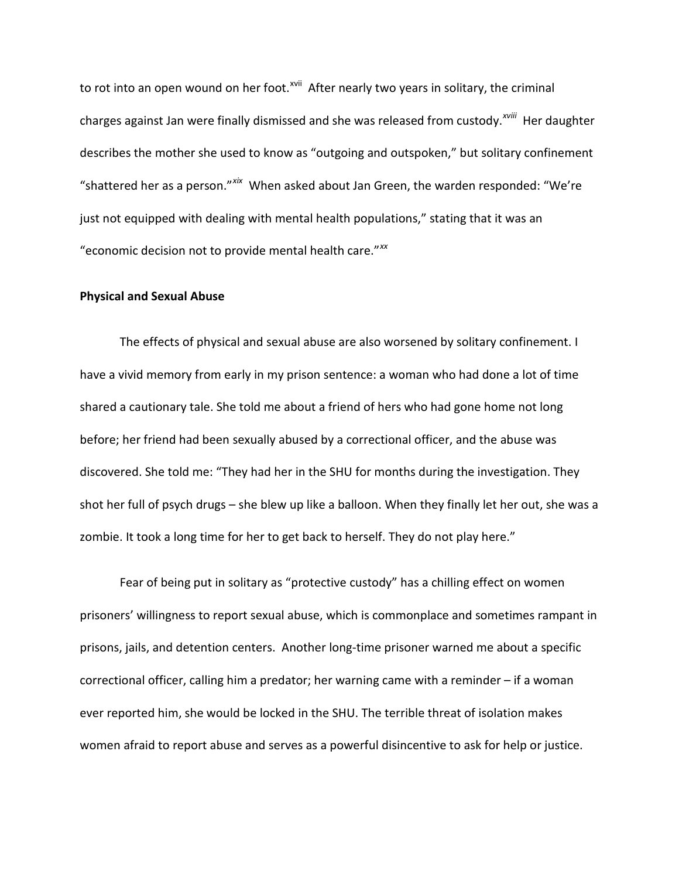to rot into an open wound on her foot.[xvii] After nearly two years in solitary, the criminal charges against Jan were finally dismissed and she was released from custody.[xviii] Her daughter describes the mother she used to know as "outgoing and outspoken," but solitary confinement "shattered her as a person."[xix] When asked about Jan Green, the warden responded: "We're just not equipped with dealing with mental health populations," stating that it was an "economic decision not to provide mental health care."[xx]

**Physical and Sexual Abuse**

The effects of physical and sexual abuse are also worsened by solitary confinement. I have a vivid memory from early in my prison sentence: a woman who had done a lot of time shared a cautionary tale. She told me about a friend of hers who had gone home not long before; her friend had been sexually abused by a correctional officer, and the abuse was discovered. She told me: "They had her in the SHU for months during the investigation. They shot her full of psych drugs – she blew up like a balloon. When they finally let her out, she was a zombie. It took a long time for her to get back to herself. They do not play here."

Fear of being put in solitary as "protective custody" has a chilling effect on women prisoners' willingness to report sexual abuse, which is commonplace and sometimes rampant in prisons, jails, and detention centers. Another long-time prisoner warned me about a specific correctional officer, calling him a predator; her warning came with a reminder – if a woman ever reported him, she would be locked in the SHU. The terrible threat of isolation makes women afraid to report abuse and serves as a powerful disincentive to ask for help or justice.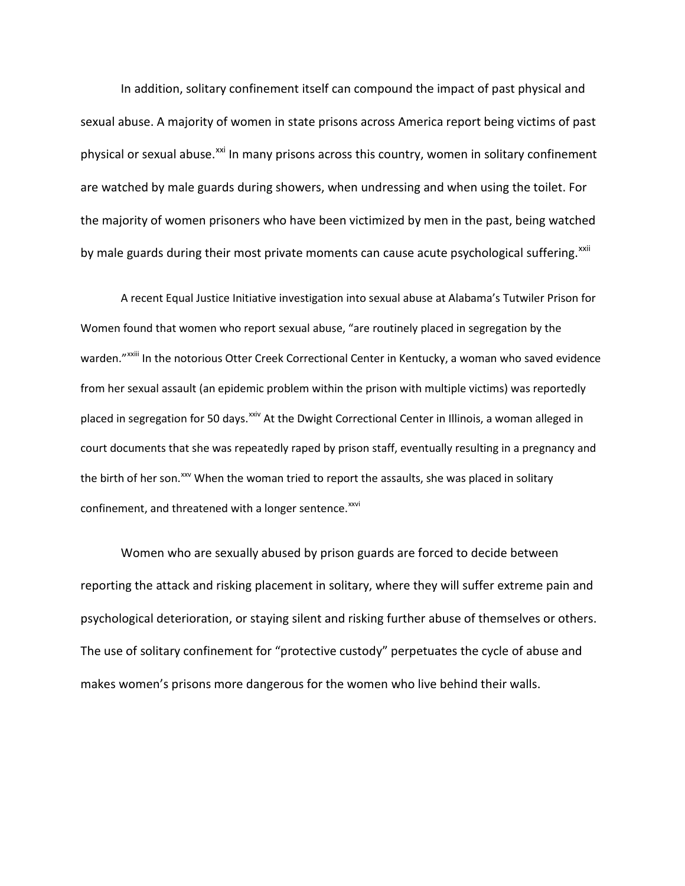In addition, solitary confinement itself can compound the impact of past physical and sexual abuse. A majority of women in state prisons across America report being victims of past physical or sexual abuse.[xxi] In many prisons across this country, women in solitary confinement are watched by male guards during showers, when undressing and when using the toilet. For the majority of women prisoners who have been victimized by men in the past, being watched by male guards during their most private moments can cause acute psychological suffering.[xxii]

A recent Equal Justice Initiative investigation into sexual abuse at Alabama's Tutwiler Prison for Women found that women who report sexual abuse, "are routinely placed in segregation by the warden."[xxiii] In the notorious Otter Creek Correctional Center in Kentucky, a woman who saved evidence from her sexual assault (an epidemic problem within the prison with multiple victims) was reportedly placed in segregation for 50 days.[xxiv] At the Dwight Correctional Center in Illinois, a woman alleged in court documents that she was repeatedly raped by prison staff, eventually resulting in a pregnancy and the birth of her son.[xxv] When the woman tried to report the assaults, she was placed in solitary confinement, and threatened with a longer sentence.[xxvi]

Women who are sexually abused by prison guards are forced to decide between reporting the attack and risking placement in solitary, where they will suffer extreme pain and psychological deterioration, or staying silent and risking further abuse of themselves or others. The use of solitary confinement for "protective custody" perpetuates the cycle of abuse and makes women's prisons more dangerous for the women who live behind their walls.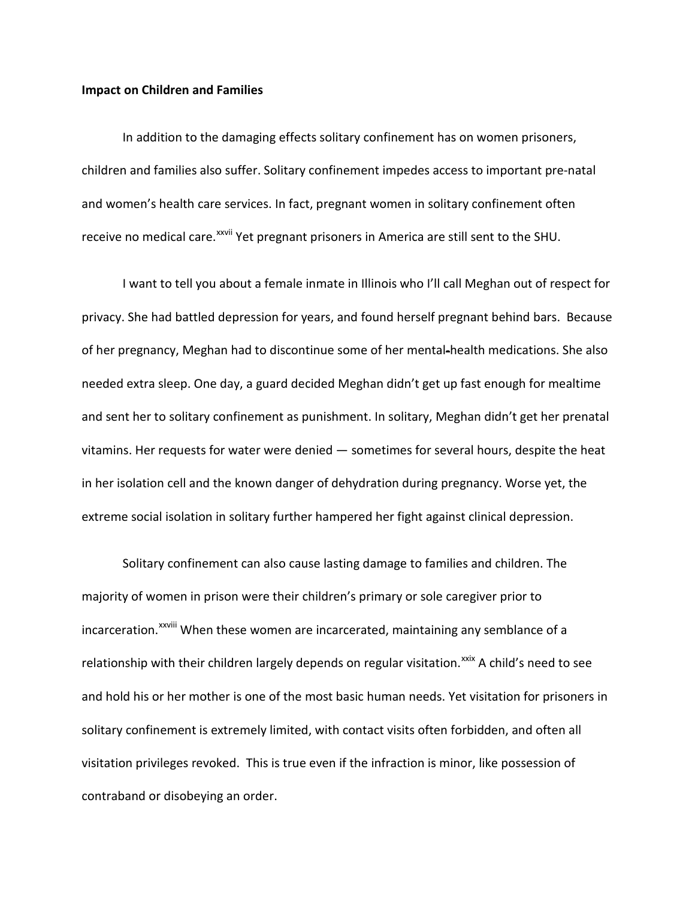**Impact on Children and Families**

In addition to the damaging effects solitary confinement has on women prisoners, children and families also suffer. Solitary confinement impedes access to important pre-natal and women's health care services. In fact, pregnant women in solitary confinement often receive no medical care.[xxvii] Yet pregnant prisoners in America are still sent to the SHU.

I want to tell you about a female inmate in Illinois who I'll call Meghan out of respect for privacy. She had battled depression for years, and found herself pregnant behind bars. Because of her pregnancy, Meghan had to discontinue some of her mental-health medications. She also needed extra sleep. One day, a guard decided Meghan didn't get up fast enough for mealtime and sent her to solitary confinement as punishment. In solitary, Meghan didn't get her prenatal vitamins. Her requests for water were denied — sometimes for several hours, despite the heat in her isolation cell and the known danger of dehydration during pregnancy. Worse yet, the extreme social isolation in solitary further hampered her fight against clinical depression.

Solitary confinement can also cause lasting damage to families and children. The majority of women in prison were their children's primary or sole caregiver prior to incarceration.[xxviii] When these women are incarcerated, maintaining any semblance of a relationship with their children largely depends on regular visitation.[xxix] A child's need to see and hold his or her mother is one of the most basic human needs. Yet visitation for prisoners in solitary confinement is extremely limited, with contact visits often forbidden, and often all visitation privileges revoked. This is true even if the infraction is minor, like possession of contraband or disobeying an order.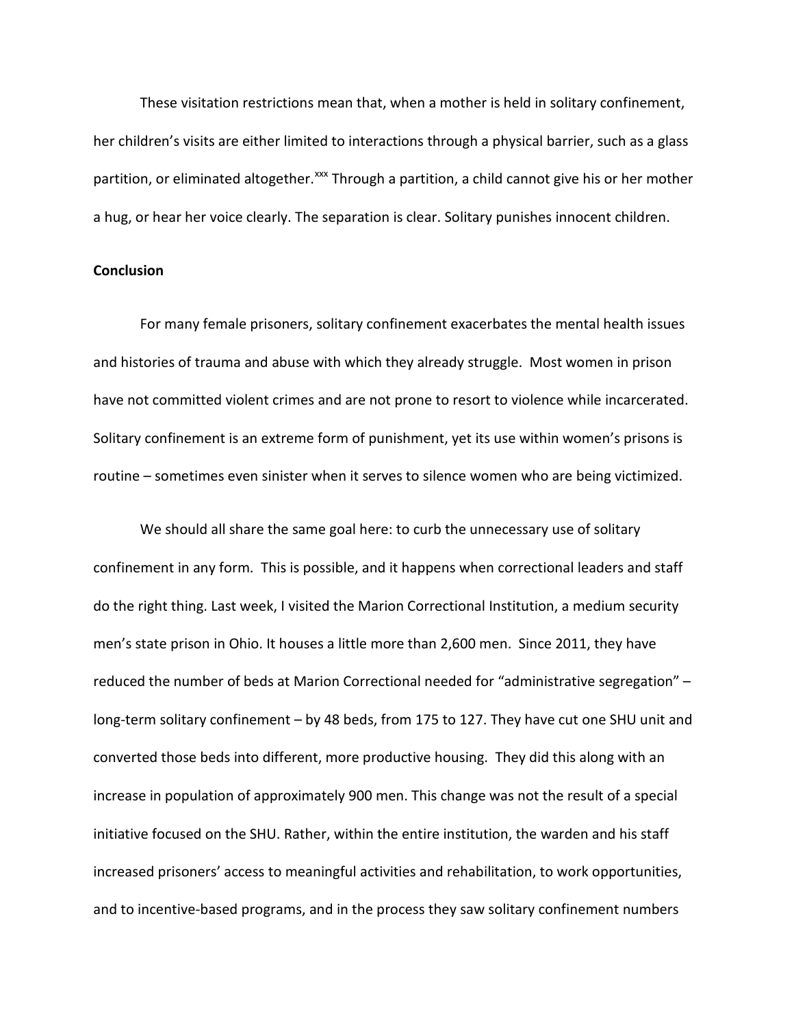These visitation restrictions mean that, when a mother is held in solitary confinement, her children's visits are either limited to interactions through a physical barrier, such as a glass partition, or eliminated altogether.[xxx] Through a partition, a child cannot give his or her mother a hug, or hear her voice clearly. The separation is clear. Solitary punishes innocent children.

**Conclusion**

For many female prisoners, solitary confinement exacerbates the mental health issues and histories of trauma and abuse with which they already struggle. Most women in prison have not committed violent crimes and are not prone to resort to violence while incarcerated. Solitary confinement is an extreme form of punishment, yet its use within women's prisons is routine – sometimes even sinister when it serves to silence women who are being victimized.

We should all share the same goal here: to curb the unnecessary use of solitary confinement in any form. This is possible, and it happens when correctional leaders and staff do the right thing. Last week, I visited the Marion Correctional Institution, a medium security men's state prison in Ohio. It houses a little more than 2,600 men. Since 2011, they have reduced the number of beds at Marion Correctional needed for "administrative segregation" – long-term solitary confinement – by 48 beds, from 175 to 127. They have cut one SHU unit and converted those beds into different, more productive housing. They did this along with an increase in population of approximately 900 men. This change was not the result of a special initiative focused on the SHU. Rather, within the entire institution, the warden and his staff increased prisoners' access to meaningful activities and rehabilitation, to work opportunities, and to incentive-based programs, and in the process they saw solitary confinement numbers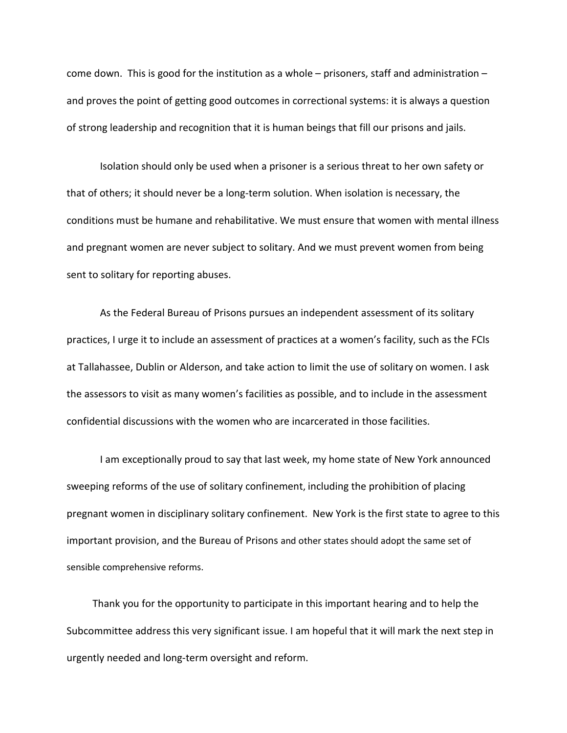come down. This is good for the institution as a whole – prisoners, staff and administration – and proves the point of getting good outcomes in correctional systems: it is always a question of strong leadership and recognition that it is human beings that fill our prisons and jails.

Isolation should only be used when a prisoner is a serious threat to her own safety or that of others; it should never be a long-term solution. When isolation is necessary, the conditions must be humane and rehabilitative. We must ensure that women with mental illness and pregnant women are never subject to solitary. And we must prevent women from being sent to solitary for reporting abuses.

As the Federal Bureau of Prisons pursues an independent assessment of its solitary practices, I urge it to include an assessment of practices at a women's facility, such as the FCIs at Tallahassee, Dublin or Alderson, and take action to limit the use of solitary on women. I ask the assessors to visit as many women's facilities as possible, and to include in the assessment confidential discussions with the women who are incarcerated in those facilities.

I am exceptionally proud to say that last week, my home state of New York announced sweeping reforms of the use of solitary confinement, including the prohibition of placing pregnant women in disciplinary solitary confinement. New York is the first state to agree to this important provision, and the Bureau of Prisons and other states should adopt the same set of sensible comprehensive reforms.

Thank you for the opportunity to participate in this important hearing and to help the Subcommittee address this very significant issue. I am hopeful that it will mark the next step in urgently needed and long-term oversight and reform.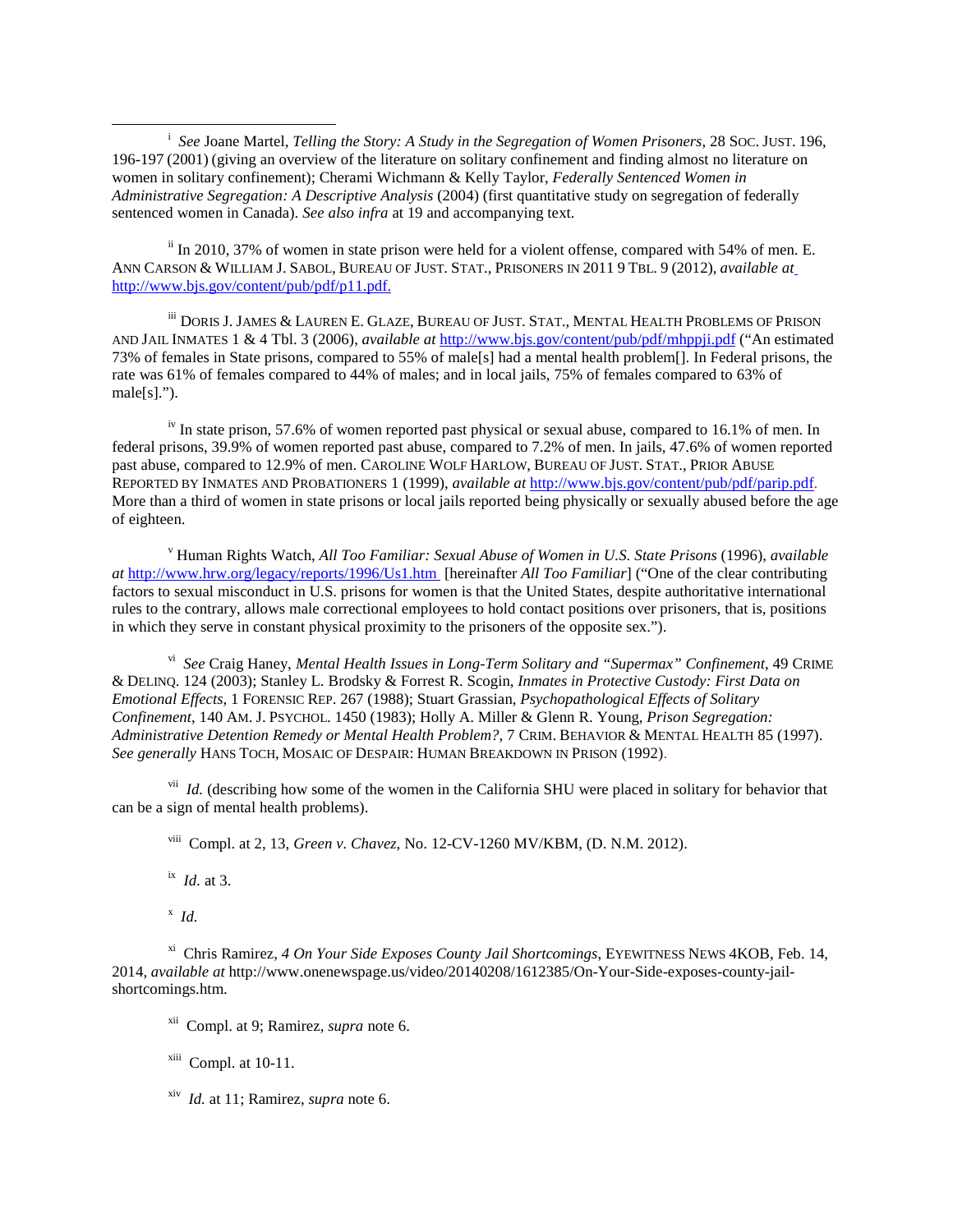[i] *See* Joane Martel, *Telling the Story: A Study in the Segregation of Women Prisoners*, 28 SOC. JUST. 196, 196-197 (2001) (giving an overview of the literature on solitary confinement and finding almost no literature on women in solitary confinement); Cherami Wichmann & Kelly Taylor, *Federally Sentenced Women in Administrative Segregation: A Descriptive Analysis* (2004) (first quantitative study on segregation of federally sentenced women in Canada). *See also infra* at 19 and accompanying text.

[ii] In 2010, 37% of women in state prison were held for a violent offense, compared with 54% of men. E. ANN CARSON & WILLIAM J. SABOL, BUREAU OF JUST. STAT., PRISONERS IN 2011 9 TBL. 9 (2012), *available at* http://www.bjs.gov/content/pub/pdf/p11.pdf.

[iii] DORIS J. JAMES & LAUREN E. GLAZE, BUREAU OF JUST. STAT., MENTAL HEALTH PROBLEMS OF PRISON AND JAIL INMATES 1 & 4 Tbl. 3 (2006), *available at* http://www.bjs.gov/content/pub/pdf/mhppji.pdf ("An estimated 73% of females in State prisons, compared to 55% of male[s] had a mental health problem[]. In Federal prisons, the rate was 61% of females compared to 44% of males; and in local jails, 75% of females compared to 63% of male[s].").

[iv] In state prison, 57.6% of women reported past physical or sexual abuse, compared to 16.1% of men. In federal prisons, 39.9% of women reported past abuse, compared to 7.2% of men. In jails, 47.6% of women reported past abuse, compared to 12.9% of men. CAROLINE WOLF HARLOW, BUREAU OF JUST. STAT., PRIOR ABUSE REPORTED BY INMATES AND PROBATIONERS 1 (1999), *available at* http://www.bjs.gov/content/pub/pdf/parip.pdf. More than a third of women in state prisons or local jails reported being physically or sexually abused before the age of eighteen.

[v] Human Rights Watch, *All Too Familiar: Sexual Abuse of Women in U.S. State Prisons* (1996), *available at* http://www.hrw.org/legacy/reports/1996/Us1.htm [hereinafter *All Too Familiar*] ("One of the clear contributing factors to sexual misconduct in U.S. prisons for women is that the United States, despite authoritative international rules to the contrary, allows male correctional employees to hold contact positions over prisoners, that is, positions in which they serve in constant physical proximity to the prisoners of the opposite sex.").

[vi] *See* Craig Haney, *Mental Health Issues in Long-Term Solitary and "Supermax" Confinement*, 49 CRIME & DELINQ. 124 (2003); Stanley L. Brodsky & Forrest R. Scogin, *Inmates in Protective Custody: First Data on Emotional Effects*, 1 FORENSIC REP. 267 (1988); Stuart Grassian, *Psychopathological Effects of Solitary Confinement*, 140 AM. J. PSYCHOL. 1450 (1983); Holly A. Miller & Glenn R. Young, *Prison Segregation: Administrative Detention Remedy or Mental Health Problem?*, 7 CRIM. BEHAVIOR & MENTAL HEALTH 85 (1997). *See generally* HANS TOCH, MOSAIC OF DESPAIR: HUMAN BREAKDOWN IN PRISON (1992).

[vii] *Id.* (describing how some of the women in the California SHU were placed in solitary for behavior that can be a sign of mental health problems).

[viii] Compl. at 2, 13, *Green v. Chavez*, No. 12-CV-1260 MV/KBM, (D. N.M. 2012).

[ix] *Id.* at 3.

[x] *Id.*

[xi] Chris Ramirez, *4 On Your Side Exposes County Jail Shortcomings*, EYEWITNESS NEWS 4KOB, Feb. 14, 2014, *available at* http://www.onenewspage.us/video/20140208/1612385/On-Your-Side-exposes-county-jail-shortcomings.htm.

[xii] Compl. at 9; Ramirez, *supra* note 6.

[xiii] Compl. at 10-11.

[xiv] *Id.* at 11; Ramirez, *supra* note 6.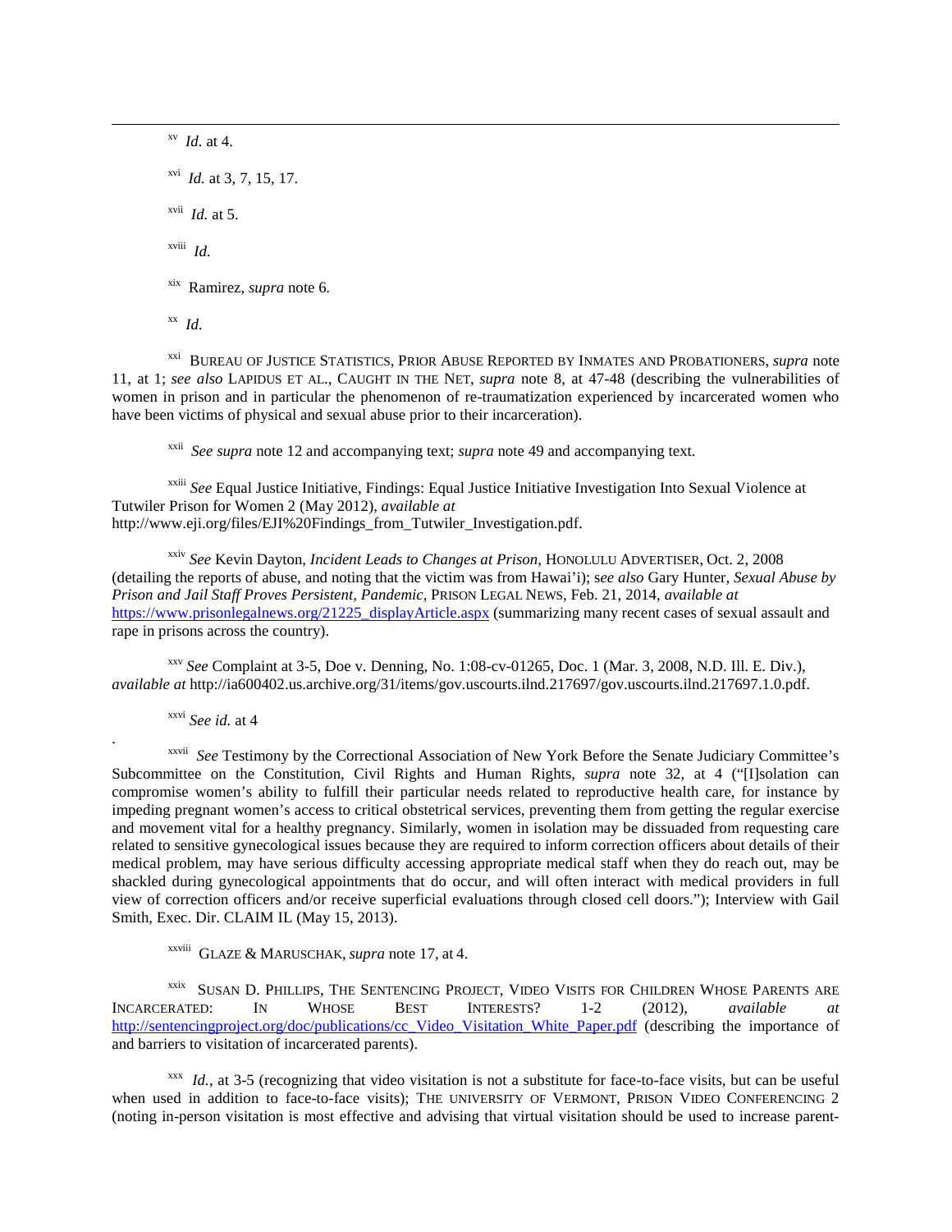[xv] *Id.* at 4.

[xvi] *Id.* at 3, 7, 15, 17.

[xvii] *Id.* at 5.

[xviii] *Id.*

[xix] Ramirez, *supra* note 6.

[xx] *Id.*

[xxi] BUREAU OF JUSTICE STATISTICS, PRIOR ABUSE REPORTED BY INMATES AND PROBATIONERS, *supra* note 11, at 1; *see also* LAPIDUS ET AL., CAUGHT IN THE NET, *supra* note 8, at 47-48 (describing the vulnerabilities of women in prison and in particular the phenomenon of re-traumatization experienced by incarcerated women who have been victims of physical and sexual abuse prior to their incarceration).

[xxii] *See supra* note 12 and accompanying text; *supra* note 49 and accompanying text.

[xxiii] *See* Equal Justice Initiative, Findings: Equal Justice Initiative Investigation Into Sexual Violence at Tutwiler Prison for Women 2 (May 2012), *available at* http://www.eji.org/files/EJI%20Findings_from_Tutwiler_Investigation.pdf.

[xxiv] *See* Kevin Dayton, *Incident Leads to Changes at Prison*, HONOLULU ADVERTISER, Oct. 2, 2008 (detailing the reports of abuse, and noting that the victim was from Hawai'i); *see also* Gary Hunter, *Sexual Abuse by Prison and Jail Staff Proves Persistent, Pandemic*, PRISON LEGAL NEWS, Feb. 21, 2014, *available at* https://www.prisonlegalnews.org/21225_displayArticle.aspx (summarizing many recent cases of sexual assault and rape in prisons across the country).

[xxv] *See* Complaint at 3-5, Doe v. Denning, No. 1:08-cv-01265, Doc. 1 (Mar. 3, 2008, N.D. Ill. E. Div.), *available at* http://ia600402.us.archive.org/31/items/gov.uscourts.ilnd.217697/gov.uscourts.ilnd.217697.1.0.pdf.

[xxvi] *See id.* at 4

[xxvii] *See* Testimony by the Correctional Association of New York Before the Senate Judiciary Committee's Subcommittee on the Constitution, Civil Rights and Human Rights, *supra* note 32, at 4 ("[I]solation can compromise women's ability to fulfill their particular needs related to reproductive health care, for instance by impeding pregnant women's access to critical obstetrical services, preventing them from getting the regular exercise and movement vital for a healthy pregnancy. Similarly, women in isolation may be dissuaded from requesting care related to sensitive gynecological issues because they are required to inform correction officers about details of their medical problem, may have serious difficulty accessing appropriate medical staff when they do reach out, may be shackled during gynecological appointments that do occur, and will often interact with medical providers in full view of correction officers and/or receive superficial evaluations through closed cell doors."); Interview with Gail Smith, Exec. Dir. CLAIM IL (May 15, 2013).

[xxviii] GLAZE & MARUSCHAK, *supra* note 17, at 4.

[xxix] SUSAN D. PHILLIPS, THE SENTENCING PROJECT, VIDEO VISITS FOR CHILDREN WHOSE PARENTS ARE INCARCERATED: IN WHOSE BEST INTERESTS? 1-2 (2012), *available at* http://sentencingproject.org/doc/publications/cc_Video_Visitation_White_Paper.pdf (describing the importance of and barriers to visitation of incarcerated parents).

[xxx] *Id.*, at 3-5 (recognizing that video visitation is not a substitute for face-to-face visits, but can be useful when used in addition to face-to-face visits); THE UNIVERSITY OF VERMONT, PRISON VIDEO CONFERENCING 2 (noting in-person visitation is most effective and advising that virtual visitation should be used to increase parent-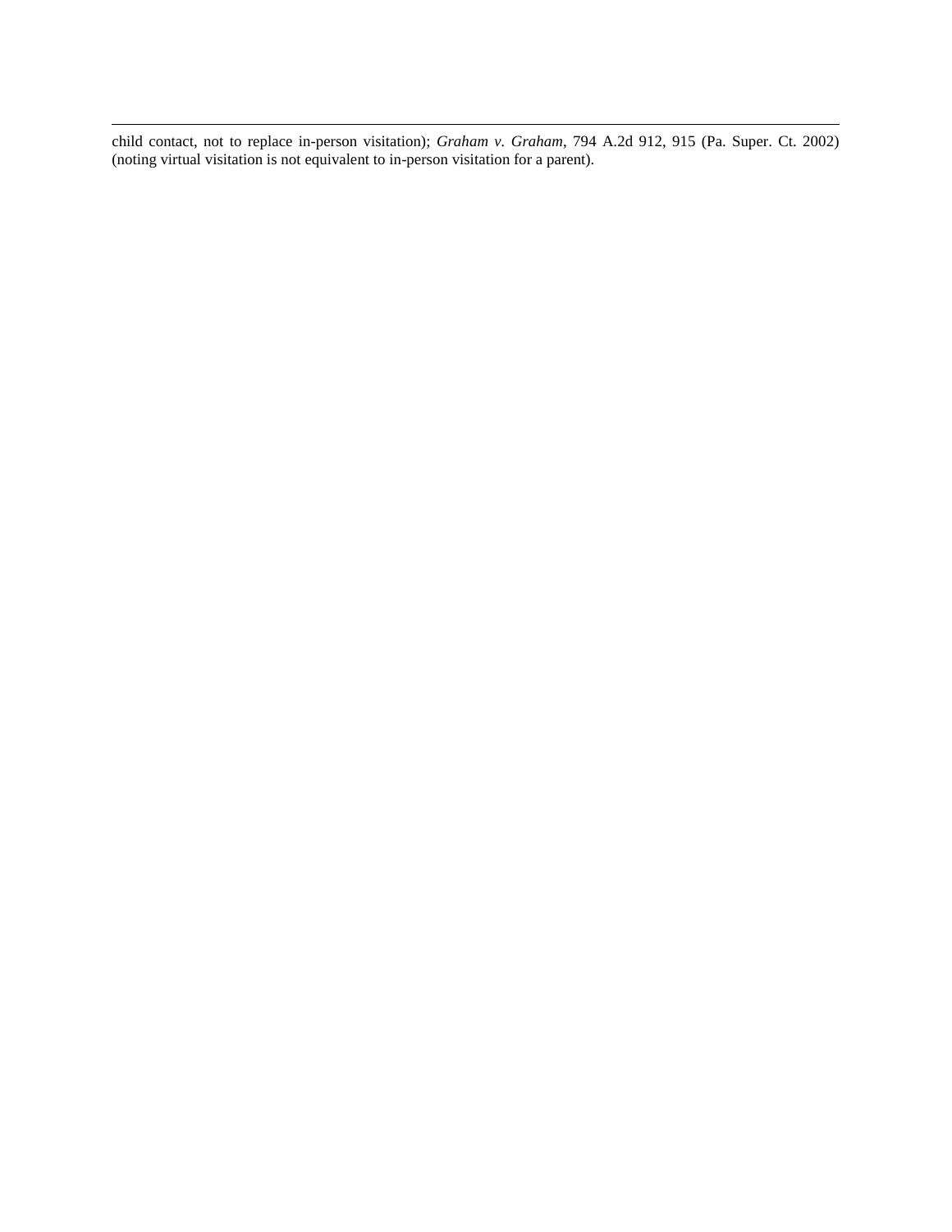child contact, not to replace in-person visitation); *Graham v. Graham*, 794 A.2d 912, 915 (Pa. Super. Ct. 2002) (noting virtual visitation is not equivalent to in-person visitation for a parent).